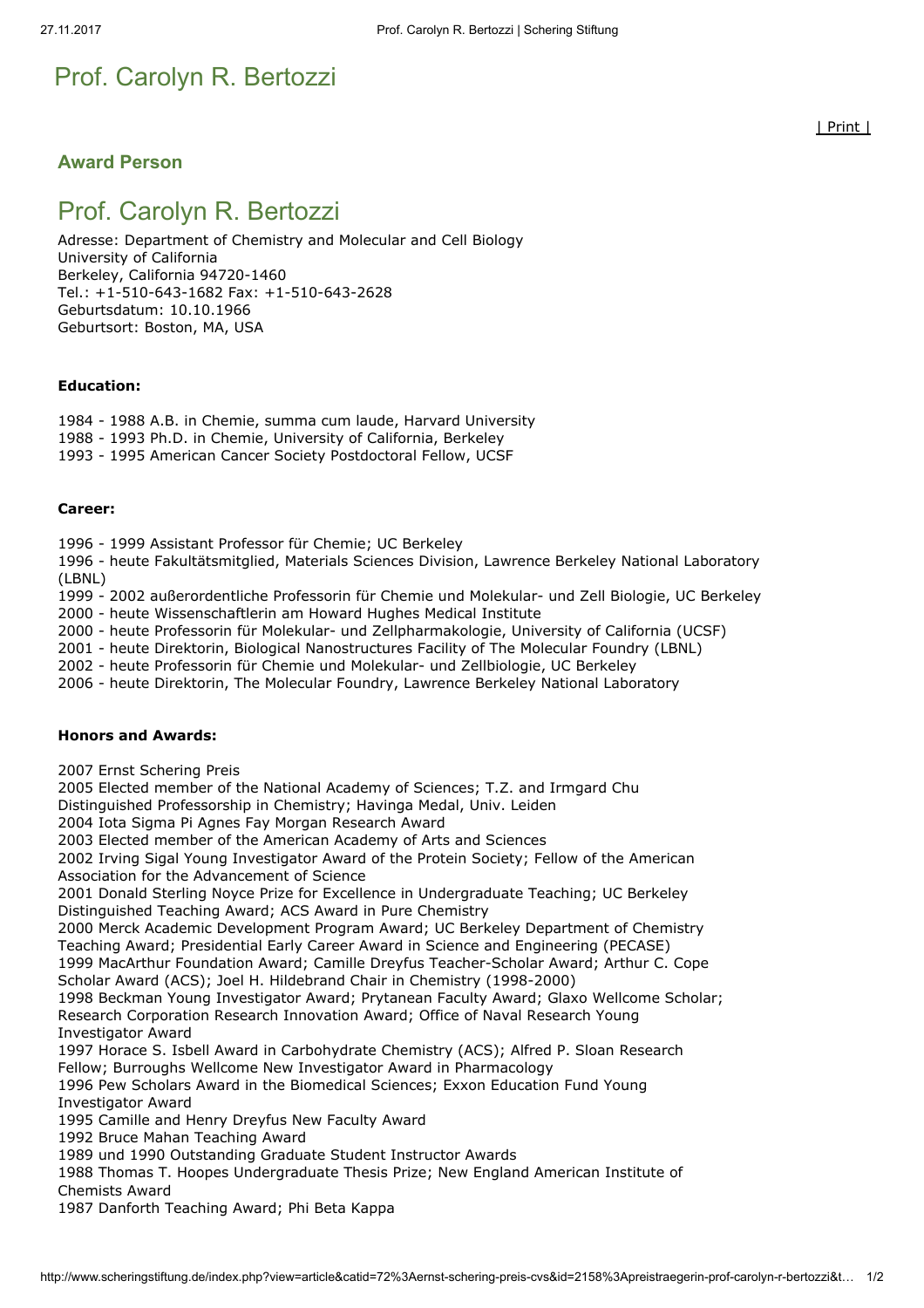# Prof. Carolyn R. Bertozzi

| Print |

## Award Person

# Prof. Carolyn R. Bertozzi

Adresse: Department of Chemistry and Molecular and Cell Biology
University of California
Berkeley, California 94720-1460
Tel.: +1-510-643-1682 Fax: +1-510-643-2628
Geburtsdatum: 10.10.1966
Geburtsort: Boston, MA, USA

**Education:**

1984 - 1988 A.B. in Chemie, summa cum laude, Harvard University
1988 - 1993 Ph.D. in Chemie, University of California, Berkeley
1993 - 1995 American Cancer Society Postdoctoral Fellow, UCSF

**Career:**

1996 - 1999 Assistant Professor für Chemie; UC Berkeley
1996 - heute Fakultätsmitglied, Materials Sciences Division, Lawrence Berkeley National Laboratory (LBNL)
1999 - 2002 außerordentliche Professorin für Chemie und Molekular- und Zell Biologie, UC Berkeley
2000 - heute Wissenschaftlerin am Howard Hughes Medical Institute
2000 - heute Professorin für Molekular- und Zellpharmakologie, University of California (UCSF)
2001 - heute Direktorin, Biological Nanostructures Facility of The Molecular Foundry (LBNL)
2002 - heute Professorin für Chemie und Molekular- und Zellbiologie, UC Berkeley
2006 - heute Direktorin, The Molecular Foundry, Lawrence Berkeley National Laboratory

**Honors and Awards:**

2007 Ernst Schering Preis
2005 Elected member of the National Academy of Sciences; T.Z. and Irmgard Chu Distinguished Professorship in Chemistry; Havinga Medal, Univ. Leiden
2004 Iota Sigma Pi Agnes Fay Morgan Research Award
2003 Elected member of the American Academy of Arts and Sciences
2002 Irving Sigal Young Investigator Award of the Protein Society; Fellow of the American Association for the Advancement of Science
2001 Donald Sterling Noyce Prize for Excellence in Undergraduate Teaching; UC Berkeley Distinguished Teaching Award; ACS Award in Pure Chemistry
2000 Merck Academic Development Program Award; UC Berkeley Department of Chemistry Teaching Award; Presidential Early Career Award in Science and Engineering (PECASE)
1999 MacArthur Foundation Award; Camille Dreyfus Teacher-Scholar Award; Arthur C. Cope Scholar Award (ACS); Joel H. Hildebrand Chair in Chemistry (1998-2000)
1998 Beckman Young Investigator Award; Prytanean Faculty Award; Glaxo Wellcome Scholar; Research Corporation Research Innovation Award; Office of Naval Research Young Investigator Award
1997 Horace S. Isbell Award in Carbohydrate Chemistry (ACS); Alfred P. Sloan Research Fellow; Burroughs Wellcome New Investigator Award in Pharmacology
1996 Pew Scholars Award in the Biomedical Sciences; Exxon Education Fund Young Investigator Award
1995 Camille and Henry Dreyfus New Faculty Award
1992 Bruce Mahan Teaching Award
1989 und 1990 Outstanding Graduate Student Instructor Awards
1988 Thomas T. Hoopes Undergraduate Thesis Prize; New England American Institute of Chemists Award
1987 Danforth Teaching Award; Phi Beta Kappa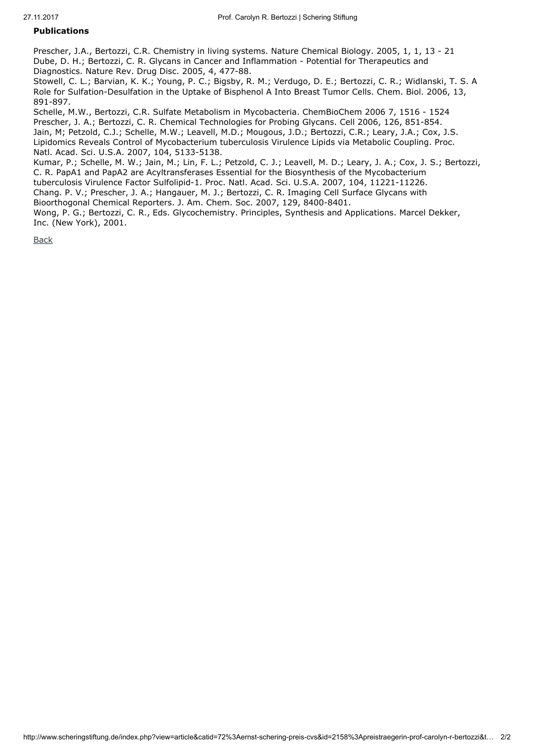**Publications**

Prescher, J.A., Bertozzi, C.R. Chemistry in living systems. Nature Chemical Biology. 2005, 1, 1, 13 - 21
Dube, D. H.; Bertozzi, C. R. Glycans in Cancer and Inflammation - Potential for Therapeutics and Diagnostics. Nature Rev. Drug Disc. 2005, 4, 477-88.
Stowell, C. L.; Barvian, K. K.; Young, P. C.; Bigsby, R. M.; Verdugo, D. E.; Bertozzi, C. R.; Widlanski, T. S. A Role for Sulfation-Desulfation in the Uptake of Bisphenol A Into Breast Tumor Cells. Chem. Biol. 2006, 13, 891-897.
Schelle, M.W., Bertozzi, C.R. Sulfate Metabolism in Mycobacteria. ChemBioChem 2006 7, 1516 - 1524
Prescher, J. A.; Bertozzi, C. R. Chemical Technologies for Probing Glycans. Cell 2006, 126, 851-854.
Jain, M; Petzold, C.J.; Schelle, M.W.; Leavell, M.D.; Mougous, J.D.; Bertozzi, C.R.; Leary, J.A.; Cox, J.S. Lipidomics Reveals Control of Mycobacterium tuberculosis Virulence Lipids via Metabolic Coupling. Proc. Natl. Acad. Sci. U.S.A. 2007, 104, 5133-5138.
Kumar, P.; Schelle, M. W.; Jain, M.; Lin, F. L.; Petzold, C. J.; Leavell, M. D.; Leary, J. A.; Cox, J. S.; Bertozzi, C. R. PapA1 and PapA2 are Acyltransferases Essential for the Biosynthesis of the Mycobacterium tuberculosis Virulence Factor Sulfolipid-1. Proc. Natl. Acad. Sci. U.S.A. 2007, 104, 11221-11226.
Chang. P. V.; Prescher, J. A.; Hangauer, M. J.; Bertozzi, C. R. Imaging Cell Surface Glycans with Bioorthogonal Chemical Reporters. J. Am. Chem. Soc. 2007, 129, 8400-8401.
Wong, P. G.; Bertozzi, C. R., Eds. Glycochemistry. Principles, Synthesis and Applications. Marcel Dekker, Inc. (New York), 2001.

Back